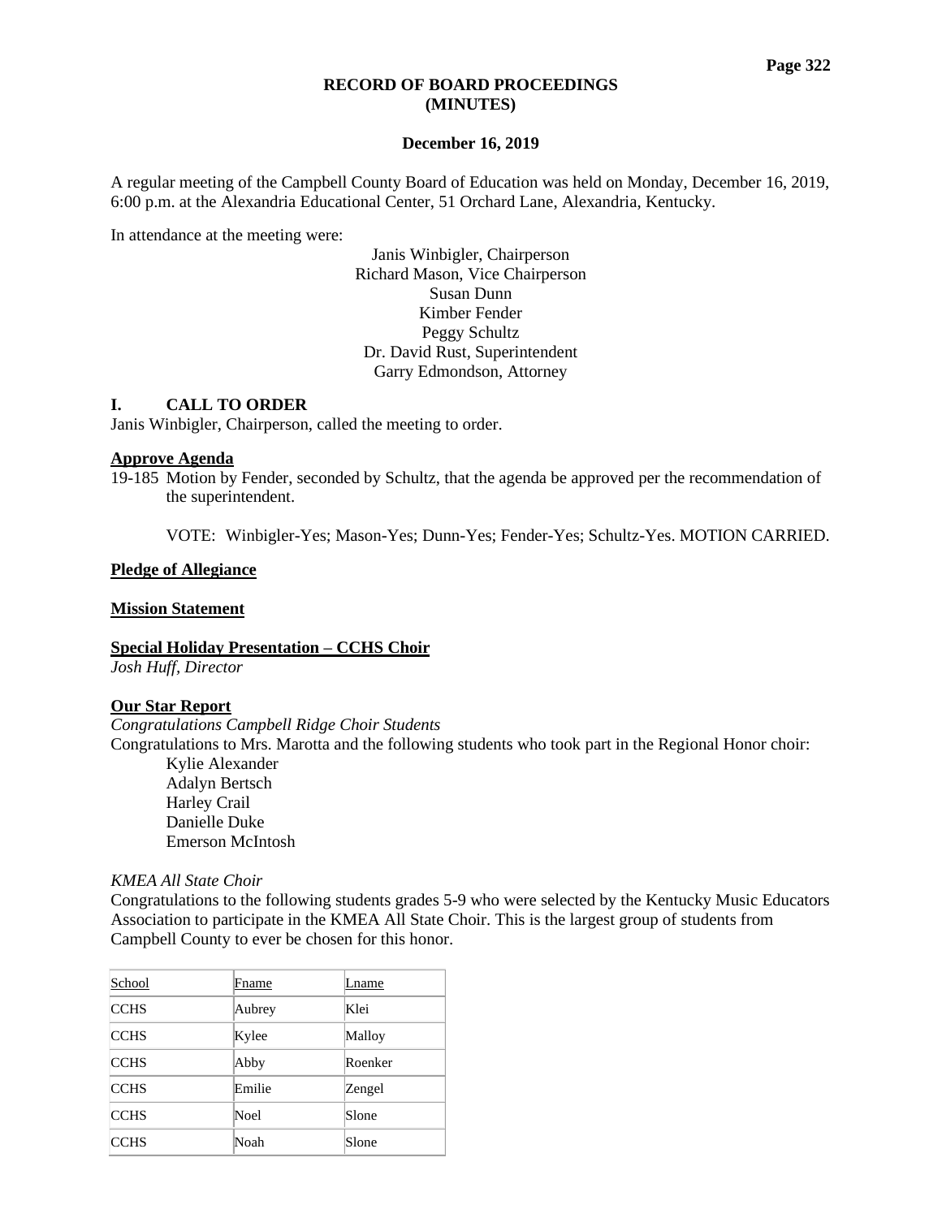# RECORD OF BOARD PROCEEDINGS (MINUTES)

**December 16, 2019**

A regular meeting of the Campbell County Board of Education was held on Monday, December 16, 2019, 6:00 p.m. at the Alexandria Educational Center, 51 Orchard Lane, Alexandria, Kentucky.

In attendance at the meeting were:

Janis Winbigler, Chairperson
Richard Mason, Vice Chairperson
Susan Dunn
Kimber Fender
Peggy Schultz
Dr. David Rust, Superintendent
Garry Edmondson, Attorney

## I. CALL TO ORDER

Janis Winbigler, Chairperson, called the meeting to order.

**Approve Agenda**

19-185 Motion by Fender, seconded by Schultz, that the agenda be approved per the recommendation of the superintendent.

VOTE: Winbigler-Yes; Mason-Yes; Dunn-Yes; Fender-Yes; Schultz-Yes. MOTION CARRIED.

**Pledge of Allegiance**

**Mission Statement**

**Special Holiday Presentation – CCHS Choir**

*Josh Huff, Director*

**Our Star Report**

*Congratulations Campbell Ridge Choir Students*

Congratulations to Mrs. Marotta and the following students who took part in the Regional Honor choir:

Kylie Alexander
Adalyn Bertsch
Harley Crail
Danielle Duke
Emerson McIntosh

*KMEA All State Choir*

Congratulations to the following students grades 5-9 who were selected by the Kentucky Music Educators Association to participate in the KMEA All State Choir. This is the largest group of students from Campbell County to ever be chosen for this honor.

| School | Fname | Lname |
|---|---|---|
| CCHS | Aubrey | Klei |
| CCHS | Kylee | Malloy |
| CCHS | Abby | Roenker |
| CCHS | Emilie | Zengel |
| CCHS | Noel | Slone |
| CCHS | Noah | Slone |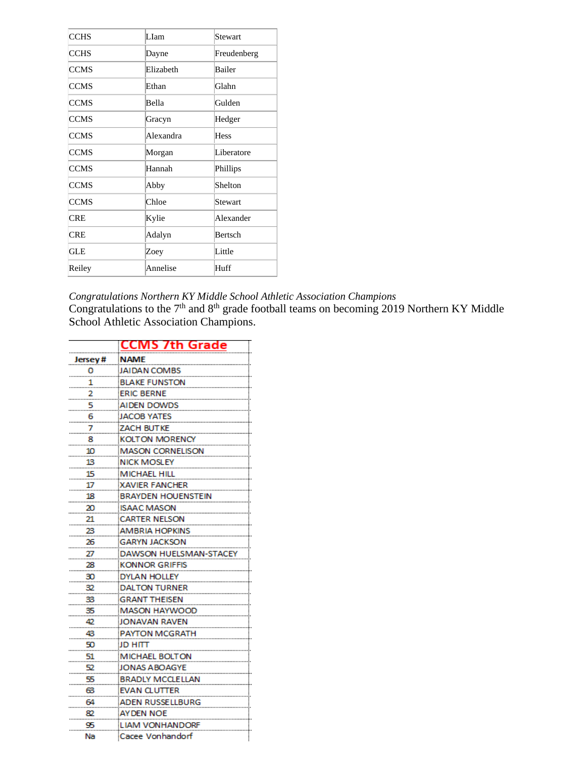| | | |
|---|---|---|
| CCHS | LIam | Stewart |
| CCHS | Dayne | Freudenberg |
| CCMS | Elizabeth | Bailer |
| CCMS | Ethan | Glahn |
| CCMS | Bella | Gulden |
| CCMS | Gracyn | Hedger |
| CCMS | Alexandra | Hess |
| CCMS | Morgan | Liberatore |
| CCMS | Hannah | Phillips |
| CCMS | Abby | Shelton |
| CCMS | Chloe | Stewart |
| CRE | Kylie | Alexander |
| CRE | Adalyn | Bertsch |
| GLE | Zoey | Little |
| Reiley | Annelise | Huff |

*Congratulations Northern KY Middle School Athletic Association Champions*
Congratulations to the 7th and 8th grade football teams on becoming 2019 Northern KY Middle School Athletic Association Champions.

| | CCMS 7th Grade |
|---|---|
| **Jersey #** | **NAME** |
| 0 | JAIDAN COMBS |
| 1 | BLAKE FUNSTON |
| 2 | ERIC BERNE |
| 5 | AIDEN DOWDS |
| 6 | JACOB YATES |
| 7 | ZACH BUTKE |
| 8 | KOLTON MORENCY |
| 10 | MASON CORNELISON |
| 13 | NICK MOSLEY |
| 15 | MICHAEL HILL |
| 17 | XAVIER FANCHER |
| 18 | BRAYDEN HOUENSTEIN |
| 20 | ISAAC MASON |
| 21 | CARTER NELSON |
| 23 | AMBRIA HOPKINS |
| 26 | GARYN JACKSON |
| 27 | DAWSON HUELSMAN-STACEY |
| 28 | KONNOR GRIFFIS |
| 30 | DYLAN HOLLEY |
| 32 | DALTON TURNER |
| 33 | GRANT THEISEN |
| 35 | MASON HAYWOOD |
| 42 | JONAVAN RAVEN |
| 43 | PAYTON MCGRATH |
| 50 | JD HITT |
| 51 | MICHAEL BOLTON |
| 52 | JONAS ABOAGYE |
| 55 | BRADLY MCCLELLAN |
| 63 | EVAN CLUTTER |
| 64 | ADEN RUSSELLBURG |
| 82 | AYDEN NOE |
| 95 | LIAM VONHANDORF |
| Na | Cacee Vonhandorf |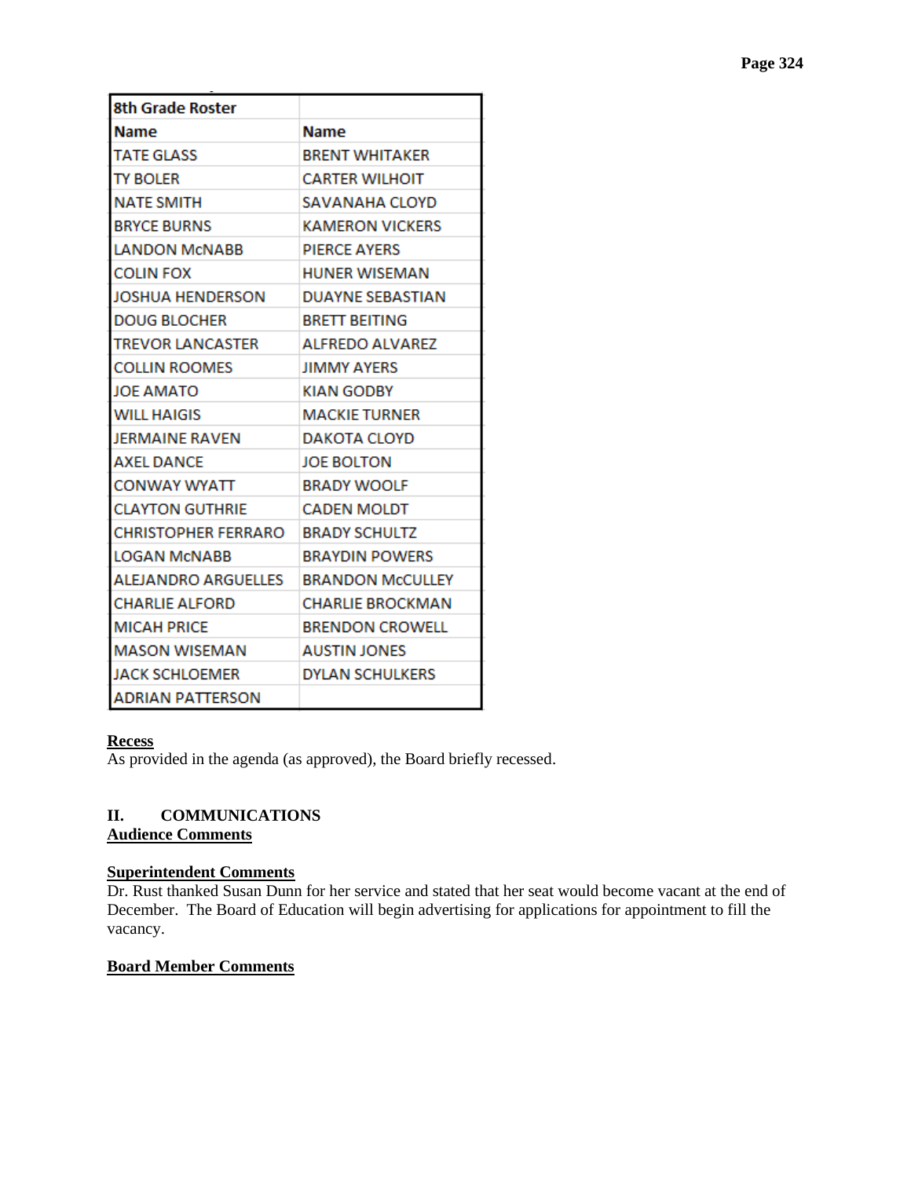| 8th Grade Roster | |
|---|---|
| Name | Name |
| TATE GLASS | BRENT WHITAKER |
| TY BOLER | CARTER WILHOIT |
| NATE SMITH | SAVANAHA CLOYD |
| BRYCE BURNS | KAMERON VICKERS |
| LANDON McNABB | PIERCE AYERS |
| COLIN FOX | HUNER WISEMAN |
| JOSHUA HENDERSON | DUAYNE SEBASTIAN |
| DOUG BLOCHER | BRETT BEITING |
| TREVOR LANCASTER | ALFREDO ALVAREZ |
| COLLIN ROOMES | JIMMY AYERS |
| JOE AMATO | KIAN GODBY |
| WILL HAIGIS | MACKIE TURNER |
| JERMAINE RAVEN | DAKOTA CLOYD |
| AXEL DANCE | JOE BOLTON |
| CONWAY WYATT | BRADY WOOLF |
| CLAYTON GUTHRIE | CADEN MOLDT |
| CHRISTOPHER FERRARO | BRADY SCHULTZ |
| LOGAN McNABB | BRAYDIN POWERS |
| ALEJANDRO ARGUELLES | BRANDON McCULLEY |
| CHARLIE ALFORD | CHARLIE BROCKMAN |
| MICAH PRICE | BRENDON CROWELL |
| MASON WISEMAN | AUSTIN JONES |
| JACK SCHLOEMER | DYLAN SCHULKERS |
| ADRIAN PATTERSON | |

**Recess**

As provided in the agenda (as approved), the Board briefly recessed.

## II. COMMUNICATIONS

**Audience Comments**

**Superintendent Comments**

Dr. Rust thanked Susan Dunn for her service and stated that her seat would become vacant at the end of December. The Board of Education will begin advertising for applications for appointment to fill the vacancy.

**Board Member Comments**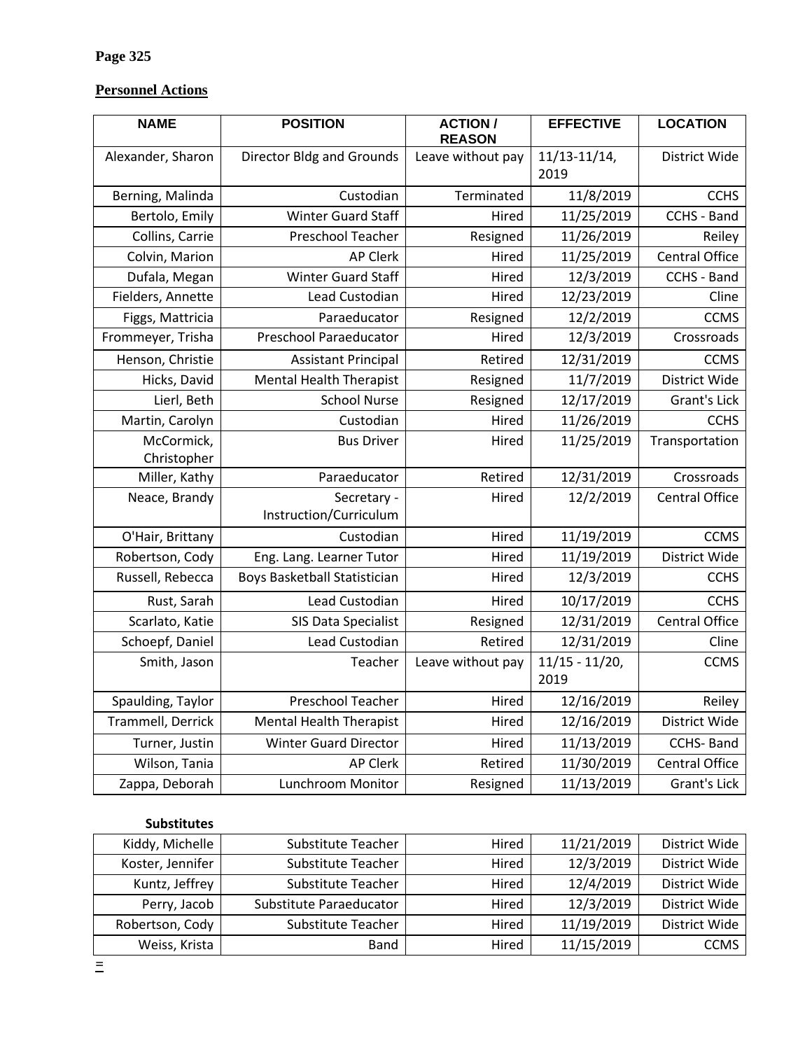**Page 325**

**Personnel Actions**

| NAME | POSITION | ACTION / REASON | EFFECTIVE | LOCATION |
|---|---|---|---|---|
| Alexander, Sharon | Director Bldg and Grounds | Leave without pay | 11/13-11/14, 2019 | District Wide |
| Berning, Malinda | Custodian | Terminated | 11/8/2019 | CCHS |
| Bertolo, Emily | Winter Guard Staff | Hired | 11/25/2019 | CCHS - Band |
| Collins, Carrie | Preschool Teacher | Resigned | 11/26/2019 | Reiley |
| Colvin, Marion | AP Clerk | Hired | 11/25/2019 | Central Office |
| Dufala, Megan | Winter Guard Staff | Hired | 12/3/2019 | CCHS - Band |
| Fielders, Annette | Lead Custodian | Hired | 12/23/2019 | Cline |
| Figgs, Mattricia | Paraeducator | Resigned | 12/2/2019 | CCMS |
| Frommeyer, Trisha | Preschool Paraeducator | Hired | 12/3/2019 | Crossroads |
| Henson, Christie | Assistant Principal | Retired | 12/31/2019 | CCMS |
| Hicks, David | Mental Health Therapist | Resigned | 11/7/2019 | District Wide |
| Lierl, Beth | School Nurse | Resigned | 12/17/2019 | Grant's Lick |
| Martin, Carolyn | Custodian | Hired | 11/26/2019 | CCHS |
| McCormick, Christopher | Bus Driver | Hired | 11/25/2019 | Transportation |
| Miller, Kathy | Paraeducator | Retired | 12/31/2019 | Crossroads |
| Neace, Brandy | Secretary - Instruction/Curriculum | Hired | 12/2/2019 | Central Office |
| O'Hair, Brittany | Custodian | Hired | 11/19/2019 | CCMS |
| Robertson, Cody | Eng. Lang. Learner Tutor | Hired | 11/19/2019 | District Wide |
| Russell, Rebecca | Boys Basketball Statistician | Hired | 12/3/2019 | CCHS |
| Rust, Sarah | Lead Custodian | Hired | 10/17/2019 | CCHS |
| Scarlato, Katie | SIS Data Specialist | Resigned | 12/31/2019 | Central Office |
| Schoepf, Daniel | Lead Custodian | Retired | 12/31/2019 | Cline |
| Smith, Jason | Teacher | Leave without pay | 11/15 - 11/20, 2019 | CCMS |
| Spaulding, Taylor | Preschool Teacher | Hired | 12/16/2019 | Reiley |
| Trammell, Derrick | Mental Health Therapist | Hired | 12/16/2019 | District Wide |
| Turner, Justin | Winter Guard Director | Hired | 11/13/2019 | CCHS- Band |
| Wilson, Tania | AP Clerk | Retired | 11/30/2019 | Central Office |
| Zappa, Deborah | Lunchroom Monitor | Resigned | 11/13/2019 | Grant's Lick |

**Substitutes**

| NAME | POSITION | ACTION / REASON | EFFECTIVE | LOCATION |
|---|---|---|---|---|
| Kiddy, Michelle | Substitute Teacher | Hired | 11/21/2019 | District Wide |
| Koster, Jennifer | Substitute Teacher | Hired | 12/3/2019 | District Wide |
| Kuntz, Jeffrey | Substitute Teacher | Hired | 12/4/2019 | District Wide |
| Perry, Jacob | Substitute Paraeducator | Hired | 12/3/2019 | District Wide |
| Robertson, Cody | Substitute Teacher | Hired | 11/19/2019 | District Wide |
| Weiss, Krista | Band | Hired | 11/15/2019 | CCMS |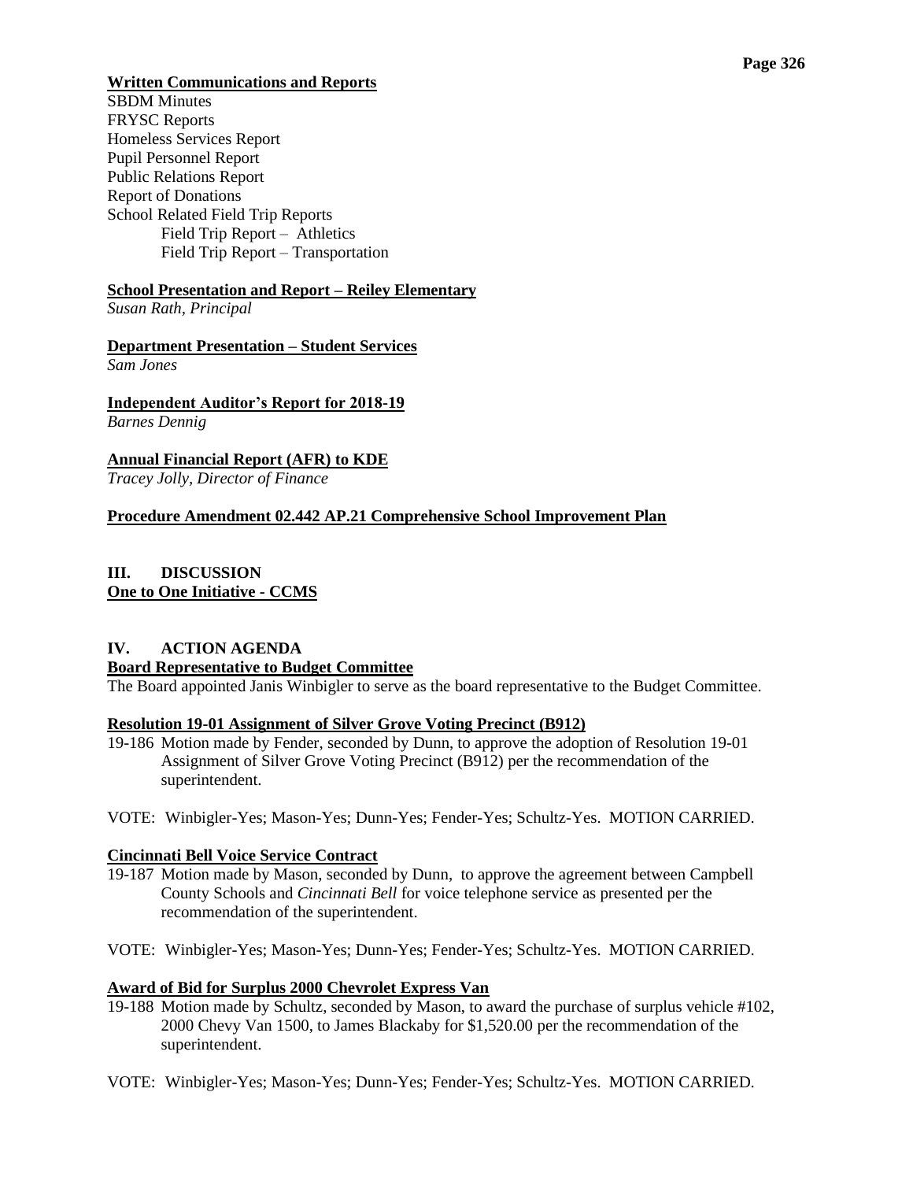**Written Communications and Reports**

SBDM Minutes
FRYSC Reports
Homeless Services Report
Pupil Personnel Report
Public Relations Report
Report of Donations
School Related Field Trip Reports
- Field Trip Report – Athletics
- Field Trip Report – Transportation

**School Presentation and Report – Reiley Elementary**
*Susan Rath, Principal*

**Department Presentation – Student Services**
*Sam Jones*

**Independent Auditor's Report for 2018-19**
*Barnes Dennig*

**Annual Financial Report (AFR) to KDE**
*Tracey Jolly, Director of Finance*

**Procedure Amendment 02.442 AP.21 Comprehensive School Improvement Plan**

## III. DISCUSSION

**One to One Initiative - CCMS**

## IV. ACTION AGENDA

**Board Representative to Budget Committee**

The Board appointed Janis Winbigler to serve as the board representative to the Budget Committee.

**Resolution 19-01 Assignment of Silver Grove Voting Precinct (B912)**

19-186 Motion made by Fender, seconded by Dunn, to approve the adoption of Resolution 19-01 Assignment of Silver Grove Voting Precinct (B912) per the recommendation of the superintendent.

VOTE: Winbigler-Yes; Mason-Yes; Dunn-Yes; Fender-Yes; Schultz-Yes. MOTION CARRIED.

**Cincinnati Bell Voice Service Contract**

19-187 Motion made by Mason, seconded by Dunn, to approve the agreement between Campbell County Schools and *Cincinnati Bell* for voice telephone service as presented per the recommendation of the superintendent.

VOTE: Winbigler-Yes; Mason-Yes; Dunn-Yes; Fender-Yes; Schultz-Yes. MOTION CARRIED.

**Award of Bid for Surplus 2000 Chevrolet Express Van**

19-188 Motion made by Schultz, seconded by Mason, to award the purchase of surplus vehicle #102, 2000 Chevy Van 1500, to James Blackaby for $1,520.00 per the recommendation of the superintendent.

VOTE: Winbigler-Yes; Mason-Yes; Dunn-Yes; Fender-Yes; Schultz-Yes. MOTION CARRIED.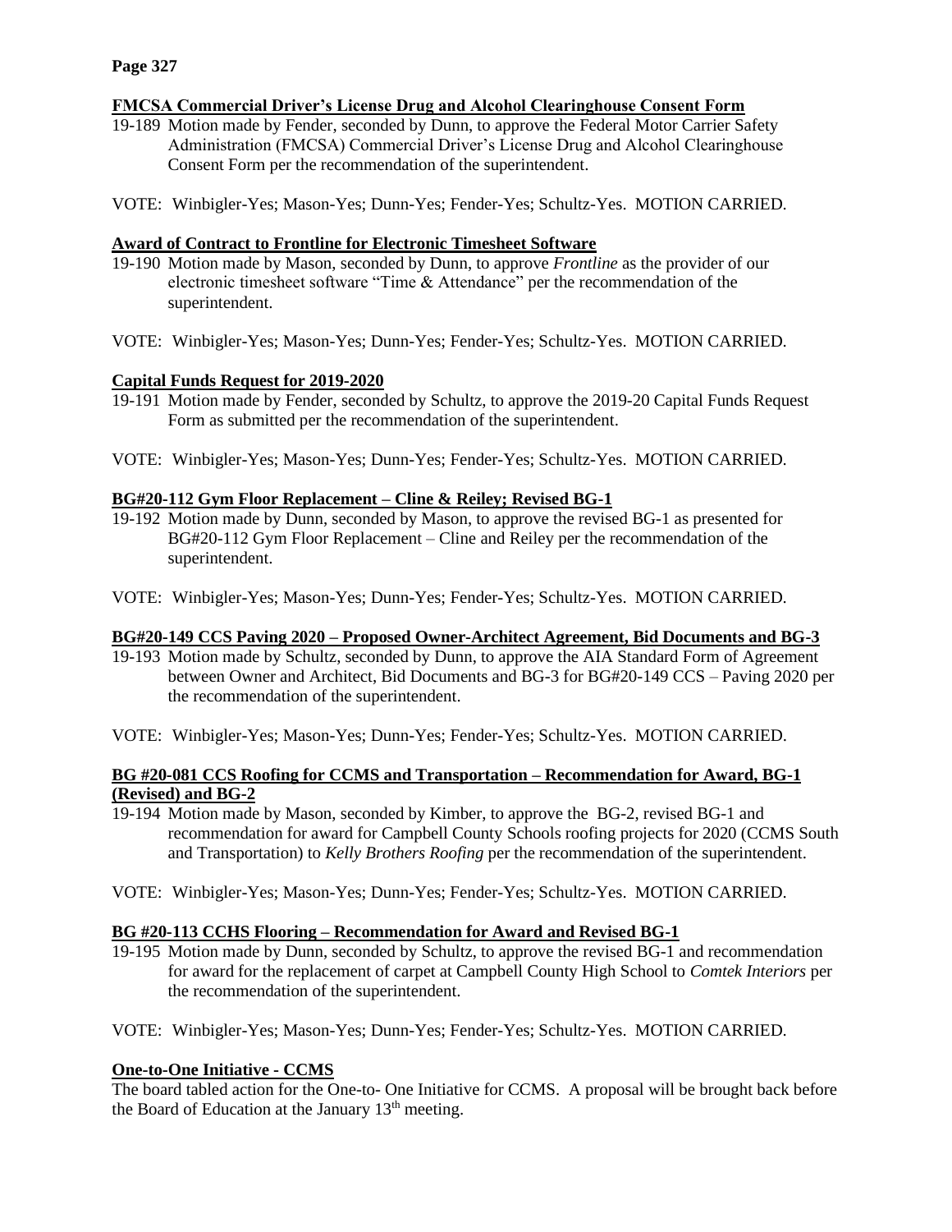**FMCSA Commercial Driver's License Drug and Alcohol Clearinghouse Consent Form**

19-189 Motion made by Fender, seconded by Dunn, to approve the Federal Motor Carrier Safety Administration (FMCSA) Commercial Driver's License Drug and Alcohol Clearinghouse Consent Form per the recommendation of the superintendent.

VOTE: Winbigler-Yes; Mason-Yes; Dunn-Yes; Fender-Yes; Schultz-Yes. MOTION CARRIED.

**Award of Contract to Frontline for Electronic Timesheet Software**

19-190 Motion made by Mason, seconded by Dunn, to approve *Frontline* as the provider of our electronic timesheet software "Time & Attendance" per the recommendation of the superintendent.

VOTE: Winbigler-Yes; Mason-Yes; Dunn-Yes; Fender-Yes; Schultz-Yes. MOTION CARRIED.

**Capital Funds Request for 2019-2020**

19-191 Motion made by Fender, seconded by Schultz, to approve the 2019-20 Capital Funds Request Form as submitted per the recommendation of the superintendent.

VOTE: Winbigler-Yes; Mason-Yes; Dunn-Yes; Fender-Yes; Schultz-Yes. MOTION CARRIED.

**BG#20-112 Gym Floor Replacement – Cline & Reiley; Revised BG-1**

19-192 Motion made by Dunn, seconded by Mason, to approve the revised BG-1 as presented for BG#20-112 Gym Floor Replacement – Cline and Reiley per the recommendation of the superintendent.

VOTE: Winbigler-Yes; Mason-Yes; Dunn-Yes; Fender-Yes; Schultz-Yes. MOTION CARRIED.

**BG#20-149 CCS Paving 2020 – Proposed Owner-Architect Agreement, Bid Documents and BG-3**

19-193 Motion made by Schultz, seconded by Dunn, to approve the AIA Standard Form of Agreement between Owner and Architect, Bid Documents and BG-3 for BG#20-149 CCS – Paving 2020 per the recommendation of the superintendent.

VOTE: Winbigler-Yes; Mason-Yes; Dunn-Yes; Fender-Yes; Schultz-Yes. MOTION CARRIED.

**BG #20-081 CCS Roofing for CCMS and Transportation – Recommendation for Award, BG-1 (Revised) and BG-2**

19-194 Motion made by Mason, seconded by Kimber, to approve the BG-2, revised BG-1 and recommendation for award for Campbell County Schools roofing projects for 2020 (CCMS South and Transportation) to *Kelly Brothers Roofing* per the recommendation of the superintendent.

VOTE: Winbigler-Yes; Mason-Yes; Dunn-Yes; Fender-Yes; Schultz-Yes. MOTION CARRIED.

**BG #20-113 CCHS Flooring – Recommendation for Award and Revised BG-1**

19-195 Motion made by Dunn, seconded by Schultz, to approve the revised BG-1 and recommendation for award for the replacement of carpet at Campbell County High School to *Comtek Interiors* per the recommendation of the superintendent.

VOTE: Winbigler-Yes; Mason-Yes; Dunn-Yes; Fender-Yes; Schultz-Yes. MOTION CARRIED.

**One-to-One Initiative - CCMS**

The board tabled action for the One-to- One Initiative for CCMS. A proposal will be brought back before the Board of Education at the January 13th meeting.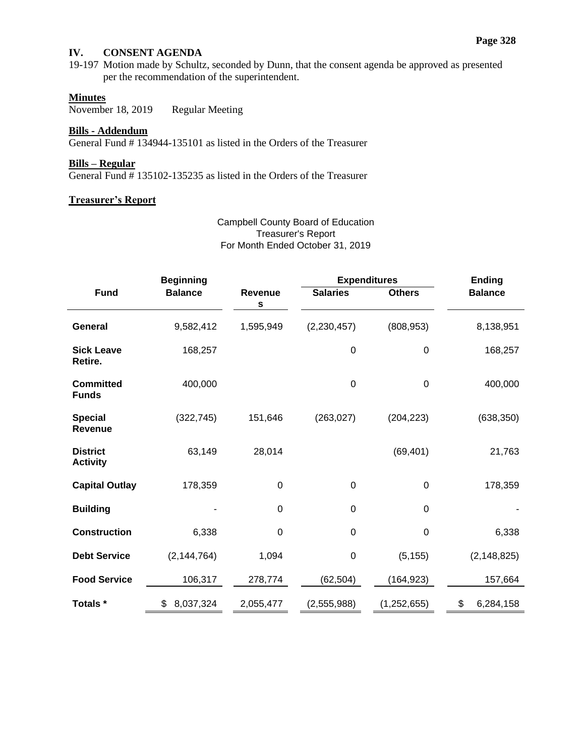## IV. CONSENT AGENDA

19-197 Motion made by Schultz, seconded by Dunn, that the consent agenda be approved as presented per the recommendation of the superintendent.

**Minutes**

November 18, 2019 Regular Meeting

**Bills - Addendum**

General Fund # 134944-135101 as listed in the Orders of the Treasurer

**Bills – Regular**

General Fund # 135102-135235 as listed in the Orders of the Treasurer

**Treasurer's Report**

Campbell County Board of Education
Treasurer's Report
For Month Ended October 31, 2019

| Fund | Beginning Balance | Revenues | Expenditures | | Ending Balance |
|---|---|---|---|---|---|
| | | | Salaries | Others | |
| **General** | 9,582,412 | 1,595,949 | (2,230,457) | (808,953) | 8,138,951 |
| **Sick Leave Retire.** | 168,257 | | 0 | 0 | 168,257 |
| **Committed Funds** | 400,000 | | 0 | 0 | 400,000 |
| **Special Revenue** | (322,745) | 151,646 | (263,027) | (204,223) | (638,350) |
| **District Activity** | 63,149 | 28,014 | | (69,401) | 21,763 |
| **Capital Outlay** | 178,359 | 0 | 0 | 0 | 178,359 |
| **Building** | - | 0 | 0 | 0 | - |
| **Construction** | 6,338 | 0 | 0 | 0 | 6,338 |
| **Debt Service** | (2,144,764) | 1,094 | 0 | (5,155) | (2,148,825) |
| **Food Service** | 106,317 | 278,774 | (62,504) | (164,923) | 157,664 |
| **Totals *** | $ 8,037,324 | 2,055,477 | (2,555,988) | (1,252,655) | $ 6,284,158 |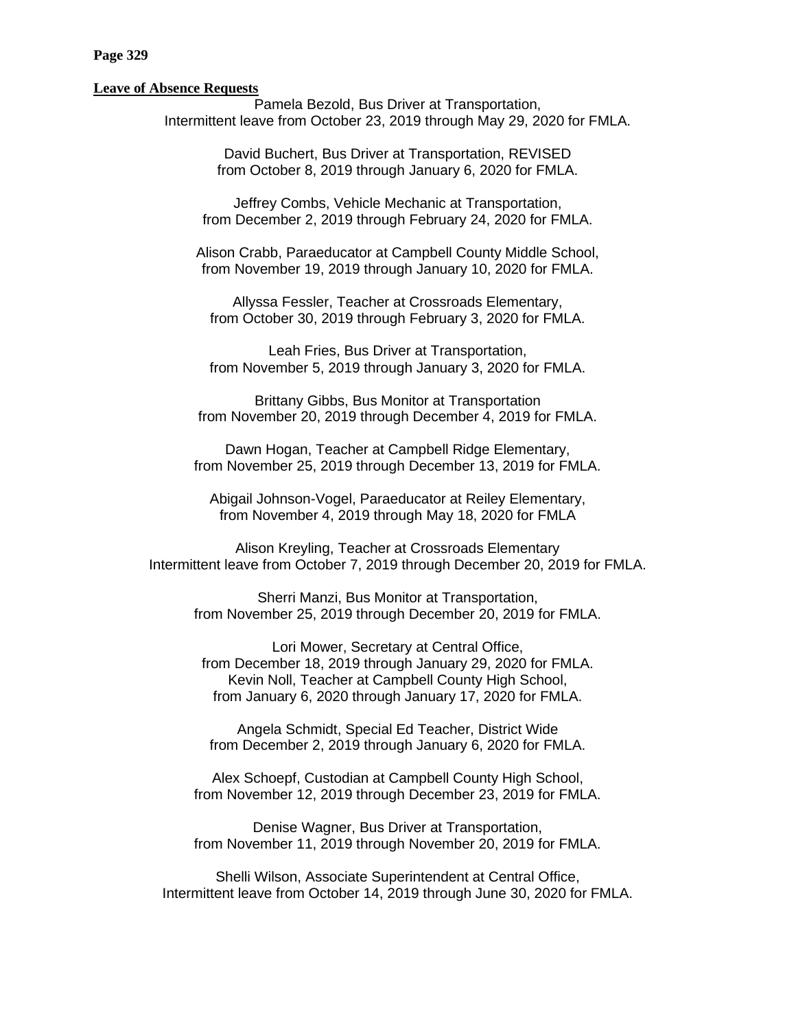**Leave of Absence Requests**

Pamela Bezold, Bus Driver at Transportation,
Intermittent leave from October 23, 2019 through May 29, 2020 for FMLA.

David Buchert, Bus Driver at Transportation, REVISED
from October 8, 2019 through January 6, 2020 for FMLA.

Jeffrey Combs, Vehicle Mechanic at Transportation,
from December 2, 2019 through February 24, 2020 for FMLA.

Alison Crabb, Paraeducator at Campbell County Middle School,
from November 19, 2019 through January 10, 2020 for FMLA.

Allyssa Fessler, Teacher at Crossroads Elementary,
from October 30, 2019 through February 3, 2020 for FMLA.

Leah Fries, Bus Driver at Transportation,
from November 5, 2019 through January 3, 2020 for FMLA.

Brittany Gibbs, Bus Monitor at Transportation
from November 20, 2019 through December 4, 2019 for FMLA.

Dawn Hogan, Teacher at Campbell Ridge Elementary,
from November 25, 2019 through December 13, 2019 for FMLA.

Abigail Johnson-Vogel, Paraeducator at Reiley Elementary,
from November 4, 2019 through May 18, 2020 for FMLA

Alison Kreyling, Teacher at Crossroads Elementary
Intermittent leave from October 7, 2019 through December 20, 2019 for FMLA.

Sherri Manzi, Bus Monitor at Transportation,
from November 25, 2019 through December 20, 2019 for FMLA.

Lori Mower, Secretary at Central Office,
from December 18, 2019 through January 29, 2020 for FMLA.
Kevin Noll, Teacher at Campbell County High School,
from January 6, 2020 through January 17, 2020 for FMLA.

Angela Schmidt, Special Ed Teacher, District Wide
from December 2, 2019 through January 6, 2020 for FMLA.

Alex Schoepf, Custodian at Campbell County High School,
from November 12, 2019 through December 23, 2019 for FMLA.

Denise Wagner, Bus Driver at Transportation,
from November 11, 2019 through November 20, 2019 for FMLA.

Shelli Wilson, Associate Superintendent at Central Office,
Intermittent leave from October 14, 2019 through June 30, 2020 for FMLA.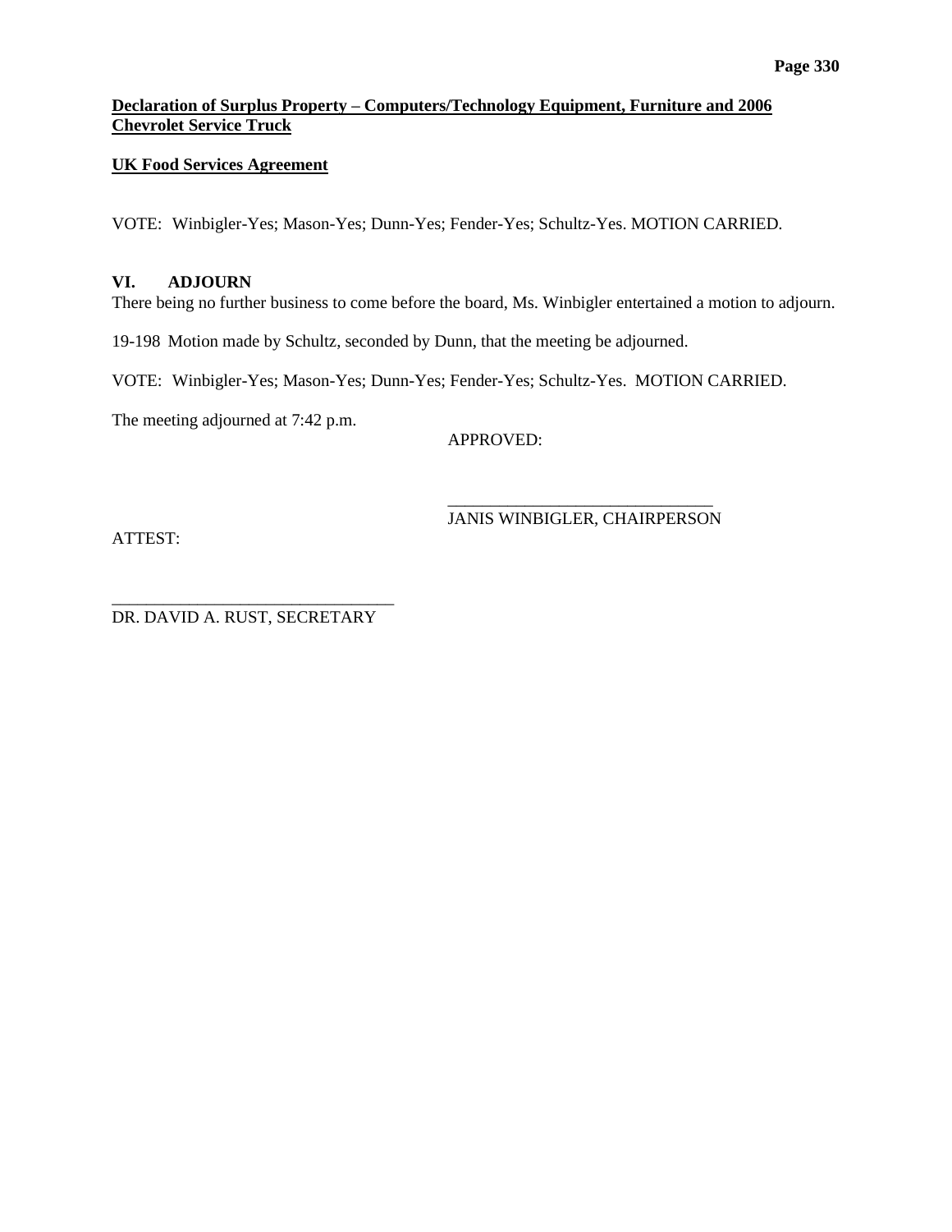**Declaration of Surplus Property – Computers/Technology Equipment, Furniture and 2006 Chevrolet Service Truck**

**UK Food Services Agreement**

VOTE: Winbigler-Yes; Mason-Yes; Dunn-Yes; Fender-Yes; Schultz-Yes. MOTION CARRIED.

## VI. ADJOURN

There being no further business to come before the board, Ms. Winbigler entertained a motion to adjourn.

19-198 Motion made by Schultz, seconded by Dunn, that the meeting be adjourned.

VOTE: Winbigler-Yes; Mason-Yes; Dunn-Yes; Fender-Yes; Schultz-Yes. MOTION CARRIED.

The meeting adjourned at 7:42 p.m.

APPROVED:

_______________________________
JANIS WINBIGLER, CHAIRPERSON

ATTEST:

_________________________________
DR. DAVID A. RUST, SECRETARY